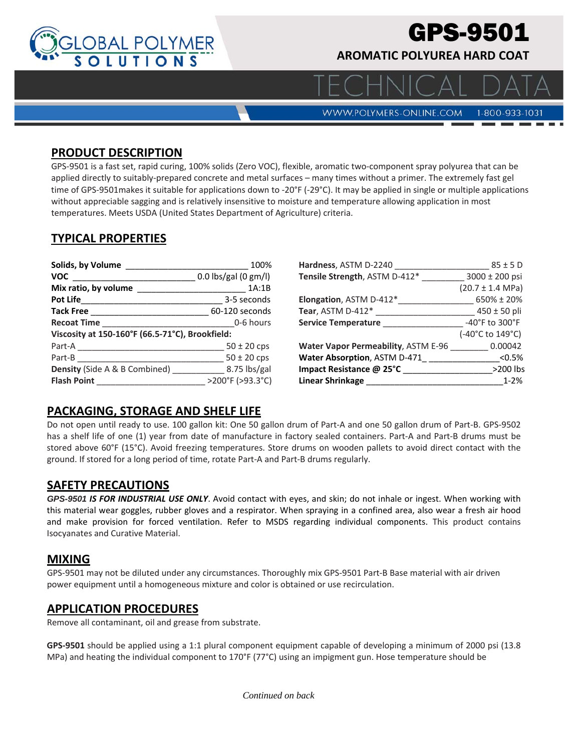# GPS-9501

## AROMATIC POLYUREA HARD COAT

TECHNICAL DATA

WWW.POLYMERS-ONLINE.COM 1-800-933-1031

## PRODUCT DESCRIPTION

GPS-9501 is a fast set, rapid curing, 100% solids (Zero VOC), flexible, aromatic two-component spray polyurea that can be applied directly to suitably-prepared concrete and metal surfaces – many times without a primer. The extremely fast gel time of GPS-9501makes it suitable for applications down to -20°F (-29°C). It may be applied in single or multiple applications without appreciable sagging and is relatively insensitive to moisture and temperature allowing application in most temperatures. Meets USDA (United States Department of Agriculture) criteria.

## TYPICAL PROPERTIES

| Property | Value |
|---|---|
| **Solids, by Volume** | 100% |
| **VOC** | 0.0 lbs/gal (0 gm/l) |
| **Mix ratio, by volume** | 1A:1B |
| **Pot Life** | 3-5 seconds |
| **Tack Free** | 60-120 seconds |
| **Recoat Time** | 0-6 hours |
| **Viscosity at 150-160°F (66.5-71°C), Brookfield:** | |
| Part-A | 50 ± 20 cps |
| Part-B | 50 ± 20 cps |
| **Density** (Side A & B Combined) | 8.75 lbs/gal |
| **Flash Point** | >200°F (>93.3°C) |
| **Hardness**, ASTM D-2240 | 85 ± 5 D |
| **Tensile Strength**, ASTM D-412* | 3000 ± 200 psi (20.7 ± 1.4 MPa) |
| **Elongation**, ASTM D-412* | 650% ± 20% |
| **Tear**, ASTM D-412* | 450 ± 50 pli |
| **Service Temperature** | -40°F to 300°F (-40°C to 149°C) |
| **Water Vapor Permeability**, ASTM E-96 | 0.00042 |
| **Water Absorption**, ASTM D-471 | <0.5% |
| **Impact Resistance @ 25°C** | >200 lbs |
| **Linear Shrinkage** | 1-2% |

## PACKAGING, STORAGE AND SHELF LIFE

Do not open until ready to use. 100 gallon kit: One 50 gallon drum of Part-A and one 50 gallon drum of Part-B. GPS-9502 has a shelf life of one (1) year from date of manufacture in factory sealed containers. Part-A and Part-B drums must be stored above 60°F (15°C). Avoid freezing temperatures. Store drums on wooden pallets to avoid direct contact with the ground. If stored for a long period of time, rotate Part-A and Part-B drums regularly.

## SAFETY PRECAUTIONS

***GPS-9501 IS FOR INDUSTRIAL USE ONLY***. Avoid contact with eyes, and skin; do not inhale or ingest. When working with this material wear goggles, rubber gloves and a respirator. When spraying in a confined area, also wear a fresh air hood and make provision for forced ventilation. Refer to MSDS regarding individual components. This product contains Isocyanates and Curative Material.

## MIXING

GPS-9501 may not be diluted under any circumstances. Thoroughly mix GPS-9501 Part-B Base material with air driven power equipment until a homogeneous mixture and color is obtained or use recirculation.

## APPLICATION PROCEDURES

Remove all contaminant, oil and grease from substrate.

**GPS-9501** should be applied using a 1:1 plural component equipment capable of developing a minimum of 2000 psi (13.8 MPa) and heating the individual component to 170°F (77°C) using an impigment gun. Hose temperature should be

*Continued on back*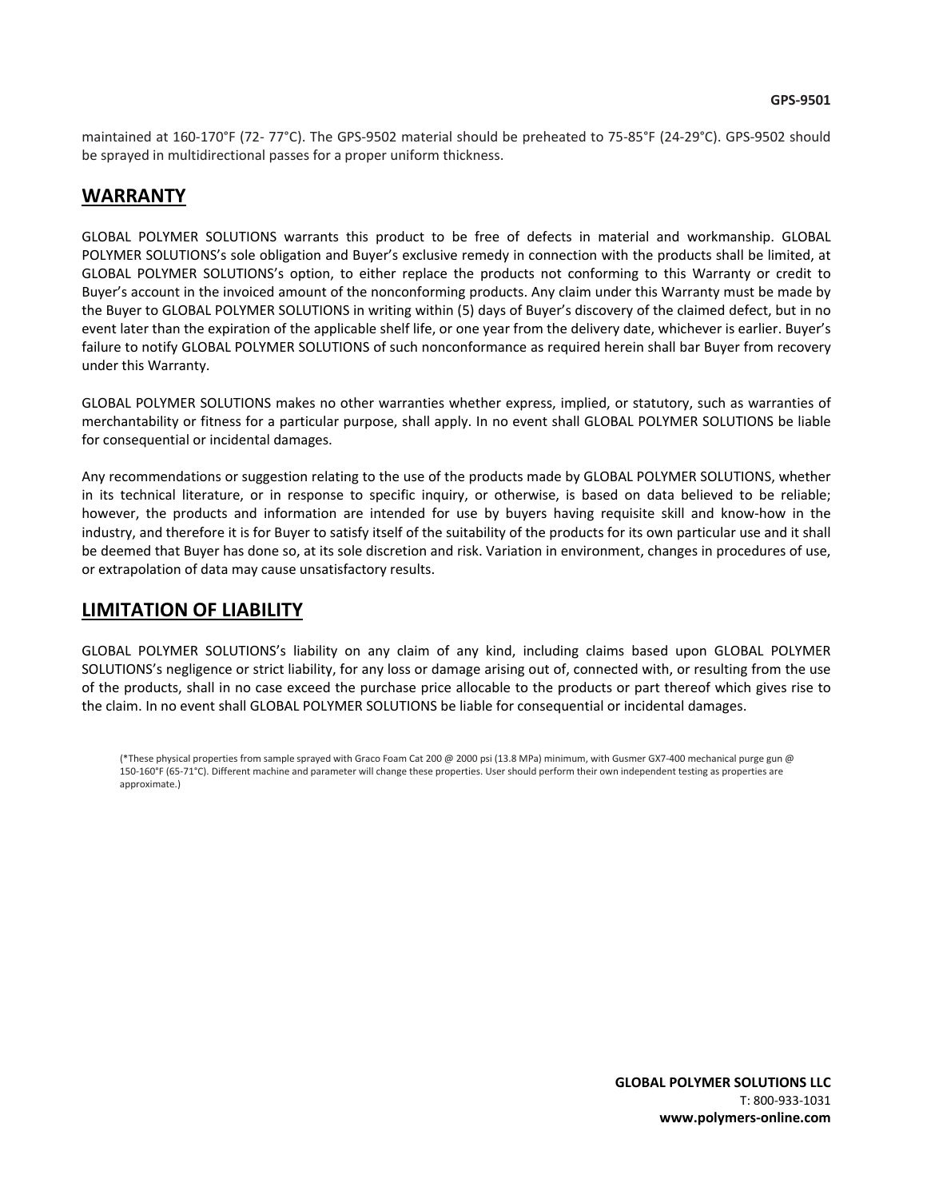maintained at 160-170°F (72- 77°C). The GPS-9502 material should be preheated to 75-85°F (24-29°C). GPS-9502 should be sprayed in multidirectional passes for a proper uniform thickness.

## WARRANTY

GLOBAL POLYMER SOLUTIONS warrants this product to be free of defects in material and workmanship. GLOBAL POLYMER SOLUTIONS's sole obligation and Buyer's exclusive remedy in connection with the products shall be limited, at GLOBAL POLYMER SOLUTIONS's option, to either replace the products not conforming to this Warranty or credit to Buyer's account in the invoiced amount of the nonconforming products. Any claim under this Warranty must be made by the Buyer to GLOBAL POLYMER SOLUTIONS in writing within (5) days of Buyer's discovery of the claimed defect, but in no event later than the expiration of the applicable shelf life, or one year from the delivery date, whichever is earlier. Buyer's failure to notify GLOBAL POLYMER SOLUTIONS of such nonconformance as required herein shall bar Buyer from recovery under this Warranty.

GLOBAL POLYMER SOLUTIONS makes no other warranties whether express, implied, or statutory, such as warranties of merchantability or fitness for a particular purpose, shall apply. In no event shall GLOBAL POLYMER SOLUTIONS be liable for consequential or incidental damages.

Any recommendations or suggestion relating to the use of the products made by GLOBAL POLYMER SOLUTIONS, whether in its technical literature, or in response to specific inquiry, or otherwise, is based on data believed to be reliable; however, the products and information are intended for use by buyers having requisite skill and know-how in the industry, and therefore it is for Buyer to satisfy itself of the suitability of the products for its own particular use and it shall be deemed that Buyer has done so, at its sole discretion and risk. Variation in environment, changes in procedures of use, or extrapolation of data may cause unsatisfactory results.

## LIMITATION OF LIABILITY

GLOBAL POLYMER SOLUTIONS's liability on any claim of any kind, including claims based upon GLOBAL POLYMER SOLUTIONS's negligence or strict liability, for any loss or damage arising out of, connected with, or resulting from the use of the products, shall in no case exceed the purchase price allocable to the products or part thereof which gives rise to the claim. In no event shall GLOBAL POLYMER SOLUTIONS be liable for consequential or incidental damages.

(*These physical properties from sample sprayed with Graco Foam Cat 200 @ 2000 psi (13.8 MPa) minimum, with Gusmer GX7-400 mechanical purge gun @ 150-160°F (65-71°C). Different machine and parameter will change these properties. User should perform their own independent testing as properties are approximate.)

**GLOBAL POLYMER SOLUTIONS LLC**
T: 800-933-1031
**www.polymers-online.com**